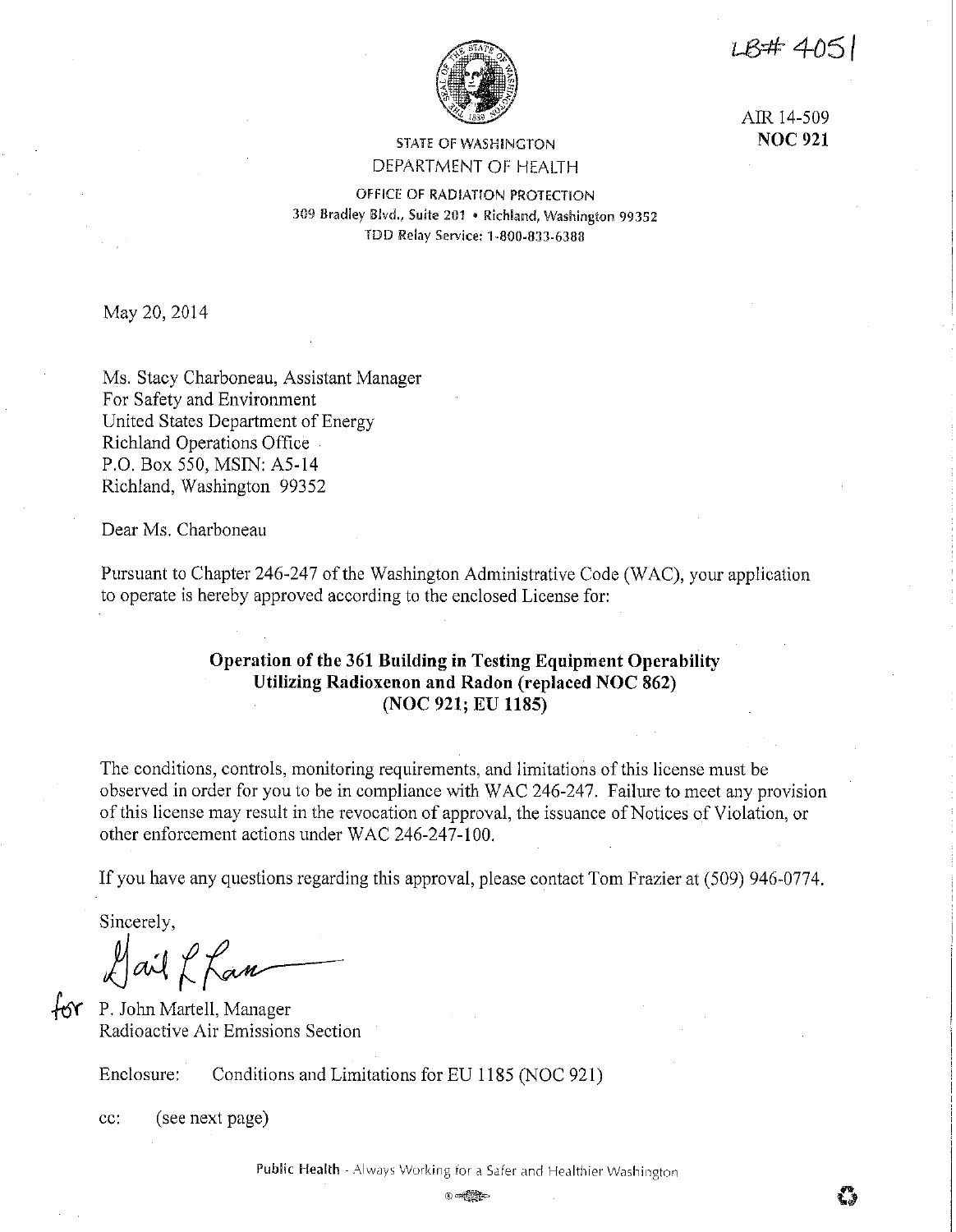LB# 4051

AIR 14-509
**NOC 921**

STATE OF WASHINGTON
DEPARTMENT OF HEALTH

OFFICE OF RADIATION PROTECTION
309 Bradley Blvd., Suite 201 • Richland, Washington 99352
TDD Relay Service: 1-800-833-6388

May 20, 2014

Ms. Stacy Charboneau, Assistant Manager
For Safety and Environment
United States Department of Energy
Richland Operations Office
P.O. Box 550, MSIN: A5-14
Richland, Washington 99352

Dear Ms. Charboneau

Pursuant to Chapter 246-247 of the Washington Administrative Code (WAC), your application to operate is hereby approved according to the enclosed License for:

**Operation of the 361 Building in Testing Equipment Operability Utilizing Radioxenon and Radon (replaced NOC 862) (NOC 921; EU 1185)**

The conditions, controls, monitoring requirements, and limitations of this license must be observed in order for you to be in compliance with WAC 246-247. Failure to meet any provision of this license may result in the revocation of approval, the issuance of Notices of Violation, or other enforcement actions under WAC 246-247-100.

If you have any questions regarding this approval, please contact Tom Frazier at (509) 946-0774.

Sincerely,

Gail L Laws

for P. John Martell, Manager
Radioactive Air Emissions Section

Enclosure: Conditions and Limitations for EU 1185 (NOC 921)

cc: (see next page)

Public Health - Always Working for a Safer and Healthier Washington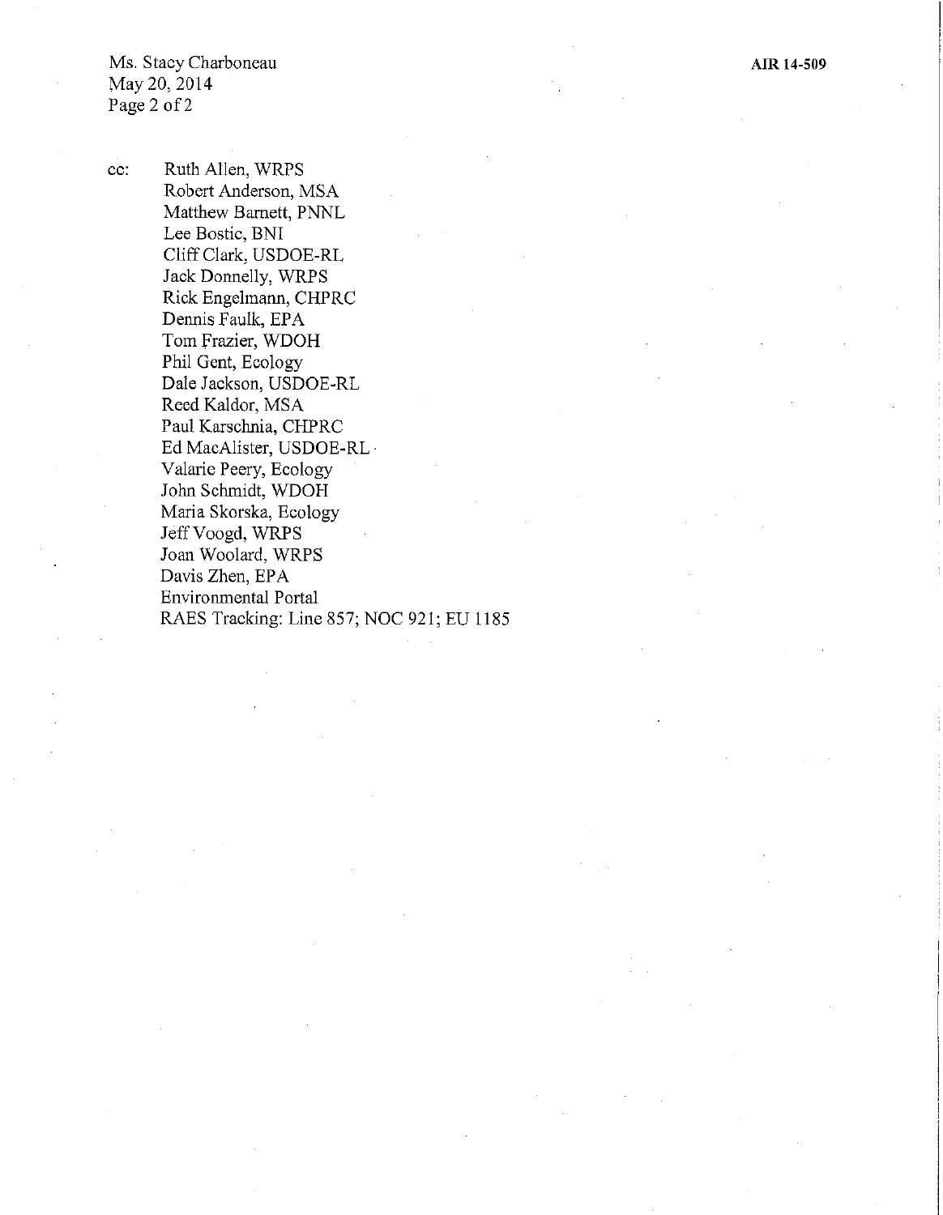cc: Ruth Allen, WRPS
Robert Anderson, MSA
Matthew Barnett, PNNL
Lee Bostic, BNI
Cliff Clark, USDOE-RL
Jack Donnelly, WRPS
Rick Engelmann, CHPRC
Dennis Faulk, EPA
Tom Frazier, WDOH
Phil Gent, Ecology
Dale Jackson, USDOE-RL
Reed Kaldor, MSA
Paul Karschnia, CHPRC
Ed MacAlister, USDOE-RL
Valarie Peery, Ecology
John Schmidt, WDOH
Maria Skorska, Ecology
Jeff Voogd, WRPS
Joan Woolard, WRPS
Davis Zhen, EPA
Environmental Portal
RAES Tracking: Line 857; NOC 921; EU 1185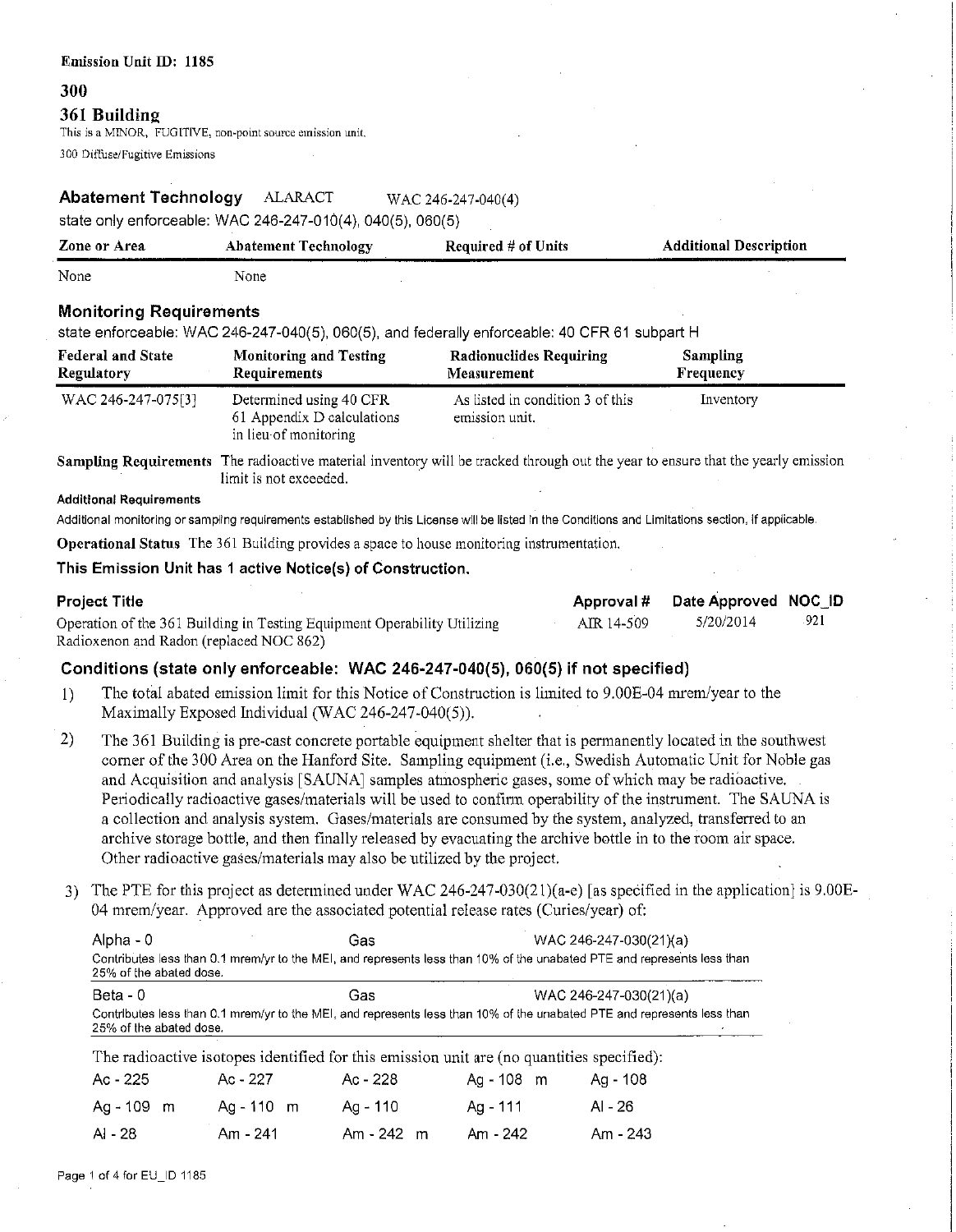**Emission Unit ID: 1185**

## 300

## 361 Building

This is a MINOR, FUGITIVE, non-point source emission unit.

300 Diffuse/Fugitive Emissions

### Abatement Technology ALARACT WAC 246-247-040(4)

state only enforceable: WAC 246-247-010(4), 040(5), 060(5)

| Zone or Area | Abatement Technology | Required # of Units | Additional Description |
|---|---|---|---|
| None | None | | |

### Monitoring Requirements

state enforceable: WAC 246-247-040(5), 060(5), and federally enforceable: 40 CFR 61 subpart H

| Federal and State Regulatory | Monitoring and Testing Requirements | Radionuclides Requiring Measurement | Sampling Frequency |
|---|---|---|---|
| WAC 246-247-075[3] | Determined using 40 CFR 61 Appendix D calculations in lieu of monitoring | As listed in condition 3 of this emission unit. | Inventory |

**Sampling Requirements** The radioactive material inventory will be tracked through out the year to ensure that the yearly emission limit is not exceeded.

**Additional Requirements**

Additional monitoring or sampling requirements established by this License will be listed in the Conditions and Limitations section, if applicable.

**Operational Status** The 361 Building provides a space to house monitoring instrumentation.

**This Emission Unit has 1 active Notice(s) of Construction.**

| Project Title | Approval # | Date Approved | NOC_ID |
|---|---|---|---|
| Operation of the 361 Building in Testing Equipment Operability Utilizing Radioxenon and Radon (replaced NOC 862) | AIR 14-509 | 5/20/2014 | 921 |

### Conditions (state only enforceable: WAC 246-247-040(5), 060(5) if not specified)

1) The total abated emission limit for this Notice of Construction is limited to 9.00E-04 mrem/year to the Maximally Exposed Individual (WAC 246-247-040(5)).

2) The 361 Building is pre-cast concrete portable equipment shelter that is permanently located in the southwest corner of the 300 Area on the Hanford Site. Sampling equipment (i.e., Swedish Automatic Unit for Noble gas and Acquisition and analysis [SAUNA] samples atmospheric gases, some of which may be radioactive. Periodically radioactive gases/materials will be used to confirm operability of the instrument. The SAUNA is a collection and analysis system. Gases/materials are consumed by the system, analyzed, transferred to an archive storage bottle, and then finally released by evacuating the archive bottle in to the room air space. Other radioactive gases/materials may also be utilized by the project.

3) The PTE for this project as determined under WAC 246-247-030(21)(a-e) [as specified in the application] is 9.00E-04 mrem/year. Approved are the associated potential release rates (Curies/year) of:

| | | |
|---|---|---|
| Alpha - 0 | Gas | WAC 246-247-030(21)(a) |

Contributes less than 0.1 mrem/yr to the MEI, and represents less than 10% of the unabated PTE and represents less than 25% of the abated dose.

| | | |
|---|---|---|
| Beta - 0 | Gas | WAC 246-247-030(21)(a) |

Contributes less than 0.1 mrem/yr to the MEI, and represents less than 10% of the unabated PTE and represents less than 25% of the abated dose.

The radioactive isotopes identified for this emission unit are (no quantities specified):

| | | | | |
|---|---|---|---|---|
| Ac - 225 | Ac - 227 | Ac - 228 | Ag - 108 m | Ag - 108 |
| Ag - 109 m | Ag - 110 m | Ag - 110 | Ag - 111 | Al - 26 |
| Al - 28 | Am - 241 | Am - 242 m | Am - 242 | Am - 243 |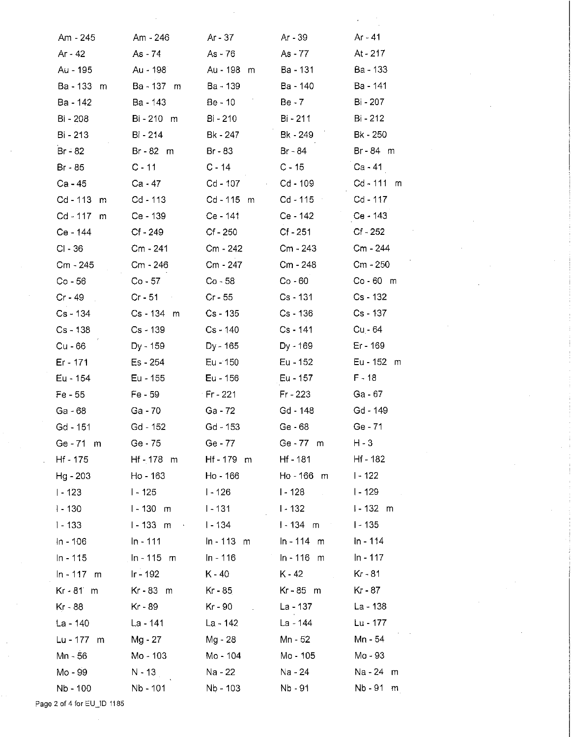| | | | | |
|---|---|---|---|---|
| Am - 245 | Am - 246 | Ar - 37 | Ar - 39 | Ar - 41 |
| Ar - 42 | As - 74 | As - 76 | As - 77 | At - 217 |
| Au - 195 | Au - 198 | Au - 198 m | Ba - 131 | Ba - 133 |
| Ba - 133 m | Ba - 137 m | Ba - 139 | Ba - 140 | Ba - 141 |
| Ba - 142 | Ba - 143 | Be - 10 | Be - 7 | Bi - 207 |
| Bi - 208 | Bi - 210 m | Bi - 210 | Bi - 211 | Bi - 212 |
| Bi - 213 | Bi - 214 | Bk - 247 | Bk - 249 | Bk - 250 |
| Br - 82 | Br - 82 m | Br - 83 | Br - 84 | Br - 84 m |
| Br - 85 | C - 11 | C - 14 | C - 15 | Ca - 41 |
| Ca - 45 | Ca - 47 | Cd - 107 | Cd - 109 | Cd - 111 m |
| Cd - 113 m | Cd - 113 | Cd - 115 m | Cd - 115 | Cd - 117 |
| Cd - 117 m | Ce - 139 | Ce - 141 | Ce - 142 | Ce - 143 |
| Ce - 144 | Cf - 249 | Cf - 250 | Cf - 251 | Cf - 252 |
| Cl - 36 | Cm - 241 | Cm - 242 | Cm - 243 | Cm - 244 |
| Cm - 245 | Cm - 246 | Cm - 247 | Cm - 248 | Cm - 250 |
| Co - 56 | Co - 57 | Co - 58 | Co - 60 | Co - 60 m |
| Cr - 49 | Cr - 51 | Cr - 55 | Cs - 131 | Cs - 132 |
| Cs - 134 | Cs - 134 m | Cs - 135 | Cs - 136 | Cs - 137 |
| Cs - 138 | Cs - 139 | Cs - 140 | Cs - 141 | Cu - 64 |
| Cu - 66 | Dy - 159 | Dy - 165 | Dy - 169 | Er - 169 |
| Er - 171 | Es - 254 | Eu - 150 | Eu - 152 | Eu - 152 m |
| Eu - 154 | Eu - 155 | Eu - 156 | Eu - 157 | F - 18 |
| Fe - 55 | Fe - 59 | Fr - 221 | Fr - 223 | Ga - 67 |
| Ga - 68 | Ga - 70 | Ga - 72 | Gd - 148 | Gd - 149 |
| Gd - 151 | Gd - 152 | Gd - 153 | Ge - 68 | Ge - 71 |
| Ge - 71 m | Ge - 75 | Ge - 77 | Ge - 77 m | H - 3 |
| Hf - 175 | Hf - 178 m | Hf - 179 m | Hf - 181 | Hf - 182 |
| Hg - 203 | Ho - 163 | Ho - 166 | Ho - 166 m | I - 122 |
| I - 123 | I - 125 | I - 126 | I - 128 | I - 129 |
| I - 130 | I - 130 m | I - 131 | I - 132 | I - 132 m |
| I - 133 | I - 133 m | I - 134 | I - 134 m | I - 135 |
| In - 106 | In - 111 | In - 113 m | In - 114 m | In - 114 |
| In - 115 | In - 115 m | In - 116 | In - 116 m | In - 117 |
| In - 117 m | Ir - 192 | K - 40 | K - 42 | Kr - 81 |
| Kr - 81 m | Kr - 83 m | Kr - 85 | Kr - 85 m | Kr - 87 |
| Kr - 88 | Kr - 89 | Kr - 90 | La - 137 | La - 138 |
| La - 140 | La - 141 | La - 142 | La - 144 | Lu - 177 |
| Lu - 177 m | Mg - 27 | Mg - 28 | Mn - 52 | Mn - 54 |
| Mn - 56 | Mo - 103 | Mo - 104 | Mo - 105 | Mo - 93 |
| Mo - 99 | N - 13 | Na - 22 | Na - 24 | Na - 24 m |
| Nb - 100 | Nb - 101 | Nb - 103 | Nb - 91 | Nb - 91 m |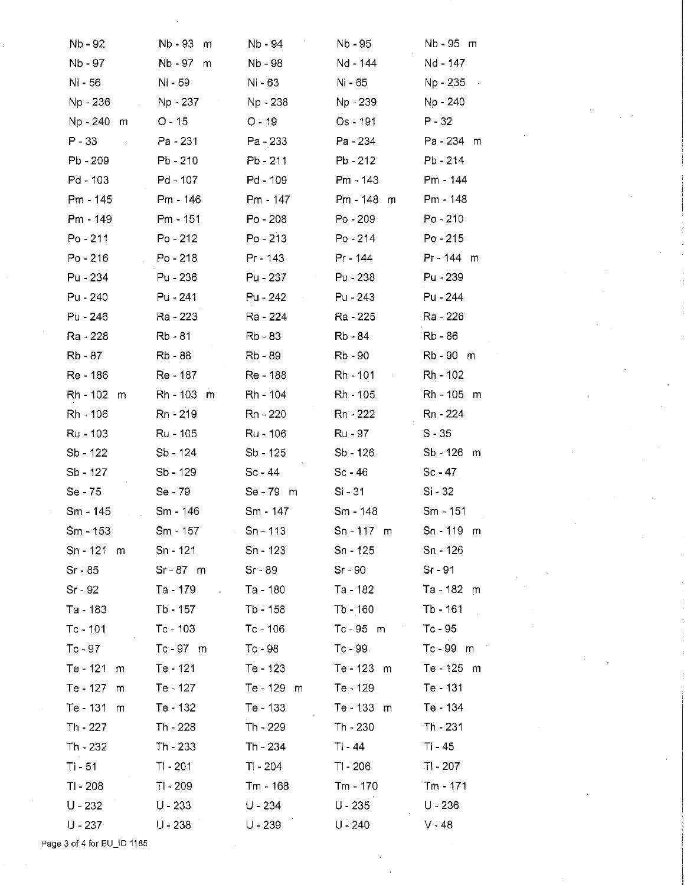| | | | | |
|---|---|---|---|---|
| Nb - 92 | Nb - 93 m | Nb - 94 | Nb - 95 | Nb - 95 m |
| Nb - 97 | Nb - 97 m | Nb - 98 | Nd - 144 | Nd - 147 |
| Ni - 56 | Ni - 59 | Ni - 63 | Ni - 65 | Np - 235 |
| Np - 236 | Np - 237 | Np - 238 | Np - 239 | Np - 240 |
| Np - 240 m | O - 15 | O - 19 | Os - 191 | P - 32 |
| P - 33 | Pa - 231 | Pa - 233 | Pa - 234 | Pa - 234 m |
| Pb - 209 | Pb - 210 | Pb - 211 | Pb - 212 | Pb - 214 |
| Pd - 103 | Pd - 107 | Pd - 109 | Pm - 143 | Pm - 144 |
| Pm - 145 | Pm - 146 | Pm - 147 | Pm - 148 m | Pm - 148 |
| Pm - 149 | Pm - 151 | Po - 208 | Po - 209 | Po - 210 |
| Po - 211 | Po - 212 | Po - 213 | Po - 214 | Po - 215 |
| Po - 216 | Po - 218 | Pr - 143 | Pr - 144 | Pr - 144 m |
| Pu - 234 | Pu - 236 | Pu - 237 | Pu - 238 | Pu - 239 |
| Pu - 240 | Pu - 241 | Pu - 242 | Pu - 243 | Pu - 244 |
| Pu - 246 | Ra - 223 | Ra - 224 | Ra - 225 | Ra - 226 |
| Ra - 228 | Rb - 81 | Rb - 83 | Rb - 84 | Rb - 86 |
| Rb - 87 | Rb - 88 | Rb - 89 | Rb - 90 | Rb - 90 m |
| Re - 186 | Re - 187 | Re - 188 | Rh - 101 | Rh - 102 |
| Rh - 102 m | Rh - 103 m | Rh - 104 | Rh - 105 | Rh - 105 m |
| Rh - 106 | Rn - 219 | Rn - 220 | Rn - 222 | Rn - 224 |
| Ru - 103 | Ru - 105 | Ru - 106 | Ru - 97 | S - 35 |
| Sb - 122 | Sb - 124 | Sb - 125 | Sb - 126 | Sb - 126 m |
| Sb - 127 | Sb - 129 | Sc - 44 | Sc - 46 | Sc - 47 |
| Se - 75 | Se - 79 | Se - 79 m | Si - 31 | Si - 32 |
| Sm - 145 | Sm - 146 | Sm - 147 | Sm - 148 | Sm - 151 |
| Sm - 153 | Sm - 157 | Sn - 113 | Sn - 117 m | Sn - 119 m |
| Sn - 121 m | Sn - 121 | Sn - 123 | Sn - 125 | Sn - 126 |
| Sr - 85 | Sr - 87 m | Sr - 89 | Sr - 90 | Sr - 91 |
| Sr - 92 | Ta - 179 | Ta - 180 | Ta - 182 | Ta - 182 m |
| Ta - 183 | Tb - 157 | Tb - 158 | Tb - 160 | Tb - 161 |
| Tc - 101 | Tc - 103 | Tc - 106 | Tc - 95 m | Tc - 95 |
| Tc - 97 | Tc - 97 m | Tc - 98 | Tc - 99 | Tc - 99 m |
| Te - 121 m | Te - 121 | Te - 123 | Te - 123 m | Te - 125 m |
| Te - 127 m | Te - 127 | Te - 129 m | Te - 129 | Te - 131 |
| Te - 131 m | Te - 132 | Te - 133 | Te - 133 m | Te - 134 |
| Th - 227 | Th - 228 | Th - 229 | Th - 230 | Th - 231 |
| Th - 232 | Th - 233 | Th - 234 | Ti - 44 | Ti - 45 |
| Ti - 51 | Tl - 201 | Tl - 204 | Tl - 206 | Tl - 207 |
| Tl - 208 | Tl - 209 | Tm - 168 | Tm - 170 | Tm - 171 |
| U - 232 | U - 233 | U - 234 | U - 235 | U - 236 |
| U - 237 | U - 238 | U - 239 | U - 240 | V - 48 |

Page 3 of 4 for EU_ID 1185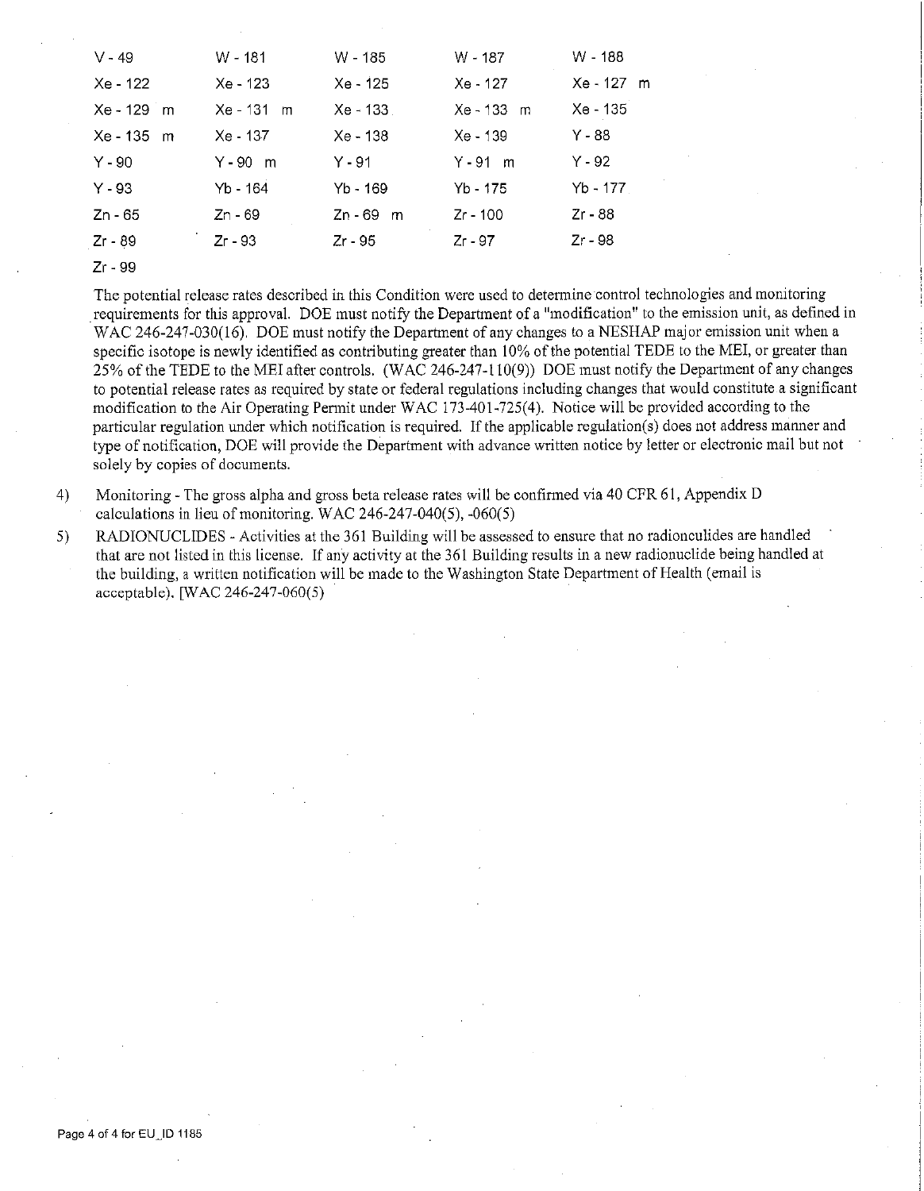| | | | | |
|---|---|---|---|---|
| V - 49 | W - 181 | W - 185 | W - 187 | W - 188 |
| Xe - 122 | Xe - 123 | Xe - 125 | Xe - 127 | Xe - 127 m |
| Xe - 129 m | Xe - 131 m | Xe - 133 | Xe - 133 m | Xe - 135 |
| Xe - 135 m | Xe - 137 | Xe - 138 | Xe - 139 | Y - 88 |
| Y - 90 | Y - 90 m | Y - 91 | Y - 91 m | Y - 92 |
| Y - 93 | Yb - 164 | Yb - 169 | Yb - 175 | Yb - 177 |
| Zn - 65 | Zn - 69 | Zn - 69 m | Zr - 100 | Zr - 88 |
| Zr - 89 | Zr - 93 | Zr - 95 | Zr - 97 | Zr - 98 |
| Zr - 99 | | | | |

The potential release rates described in this Condition were used to determine control technologies and monitoring requirements for this approval. DOE must notify the Department of a "modification" to the emission unit, as defined in WAC 246-247-030(16). DOE must notify the Department of any changes to a NESHAP major emission unit when a specific isotope is newly identified as contributing greater than 10% of the potential TEDE to the MEI, or greater than 25% of the TEDE to the MEI after controls. (WAC 246-247-110(9)) DOE must notify the Department of any changes to potential release rates as required by state or federal regulations including changes that would constitute a significant modification to the Air Operating Permit under WAC 173-401-725(4). Notice will be provided according to the particular regulation under which notification is required. If the applicable regulation(s) does not address manner and type of notification, DOE will provide the Department with advance written notice by letter or electronic mail but not solely by copies of documents.

4) Monitoring - The gross alpha and gross beta release rates will be confirmed via 40 CFR 61, Appendix D calculations in lieu of monitoring. WAC 246-247-040(5), -060(5)

5) RADIONUCLIDES - Activities at the 361 Building will be assessed to ensure that no radionculides are handled that are not listed in this license. If any activity at the 361 Building results in a new radionuclide being handled at the building, a written notification will be made to the Washington State Department of Health (email is acceptable). [WAC 246-247-060(5)